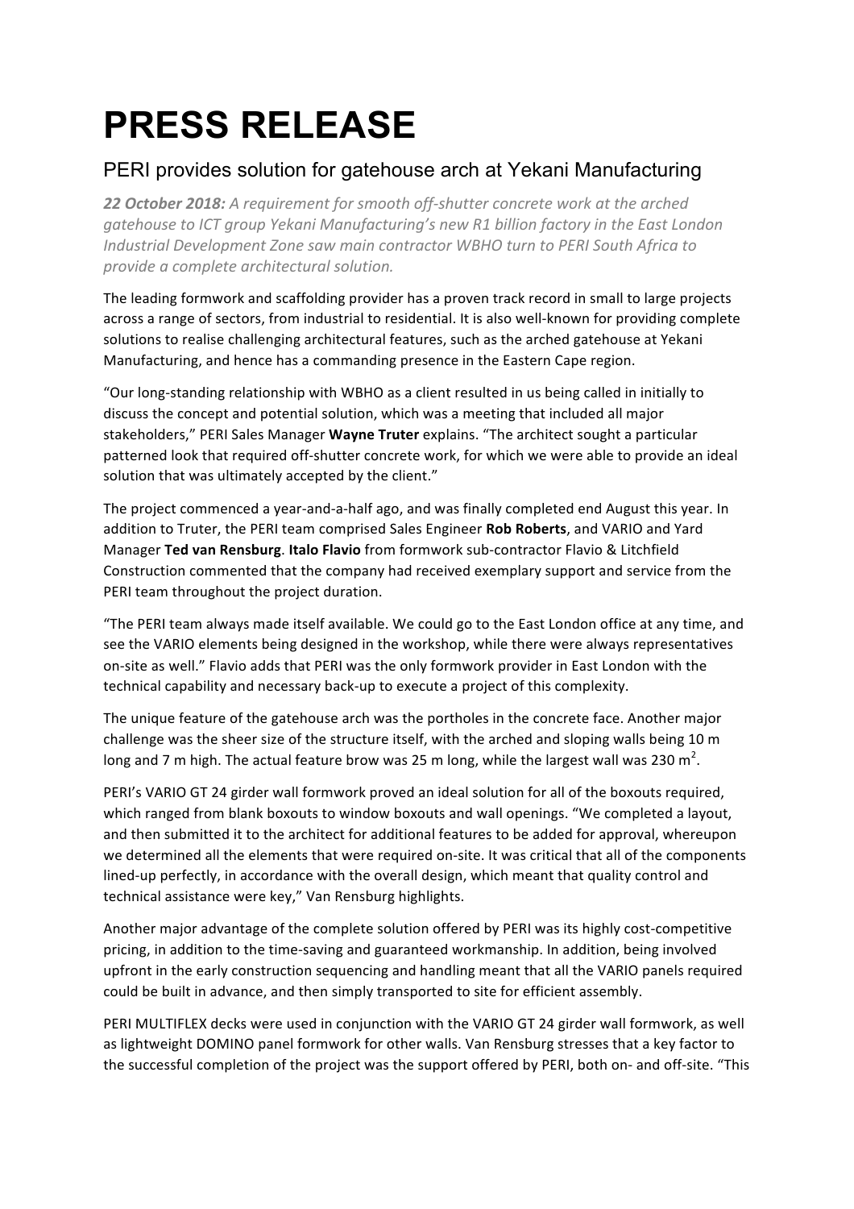# PRESS RELEASE

## PERI provides solution for gatehouse arch at Yekani Manufacturing

***22 October 2018:*** *A requirement for smooth off-shutter concrete work at the arched gatehouse to ICT group Yekani Manufacturing's new R1 billion factory in the East London Industrial Development Zone saw main contractor WBHO turn to PERI South Africa to provide a complete architectural solution.*

The leading formwork and scaffolding provider has a proven track record in small to large projects across a range of sectors, from industrial to residential. It is also well-known for providing complete solutions to realise challenging architectural features, such as the arched gatehouse at Yekani Manufacturing, and hence has a commanding presence in the Eastern Cape region.

"Our long-standing relationship with WBHO as a client resulted in us being called in initially to discuss the concept and potential solution, which was a meeting that included all major stakeholders," PERI Sales Manager **Wayne Truter** explains. "The architect sought a particular patterned look that required off-shutter concrete work, for which we were able to provide an ideal solution that was ultimately accepted by the client."

The project commenced a year-and-a-half ago, and was finally completed end August this year. In addition to Truter, the PERI team comprised Sales Engineer **Rob Roberts**, and VARIO and Yard Manager **Ted van Rensburg**. **Italo Flavio** from formwork sub-contractor Flavio & Litchfield Construction commented that the company had received exemplary support and service from the PERI team throughout the project duration.

"The PERI team always made itself available. We could go to the East London office at any time, and see the VARIO elements being designed in the workshop, while there were always representatives on-site as well." Flavio adds that PERI was the only formwork provider in East London with the technical capability and necessary back-up to execute a project of this complexity.

The unique feature of the gatehouse arch was the portholes in the concrete face. Another major challenge was the sheer size of the structure itself, with the arched and sloping walls being 10 m long and 7 m high. The actual feature brow was 25 m long, while the largest wall was 230 m$^2$.

PERI's VARIO GT 24 girder wall formwork proved an ideal solution for all of the boxouts required, which ranged from blank boxouts to window boxouts and wall openings. "We completed a layout, and then submitted it to the architect for additional features to be added for approval, whereupon we determined all the elements that were required on-site. It was critical that all of the components lined-up perfectly, in accordance with the overall design, which meant that quality control and technical assistance were key," Van Rensburg highlights.

Another major advantage of the complete solution offered by PERI was its highly cost-competitive pricing, in addition to the time-saving and guaranteed workmanship. In addition, being involved upfront in the early construction sequencing and handling meant that all the VARIO panels required could be built in advance, and then simply transported to site for efficient assembly.

PERI MULTIFLEX decks were used in conjunction with the VARIO GT 24 girder wall formwork, as well as lightweight DOMINO panel formwork for other walls. Van Rensburg stresses that a key factor to the successful completion of the project was the support offered by PERI, both on- and off-site. "This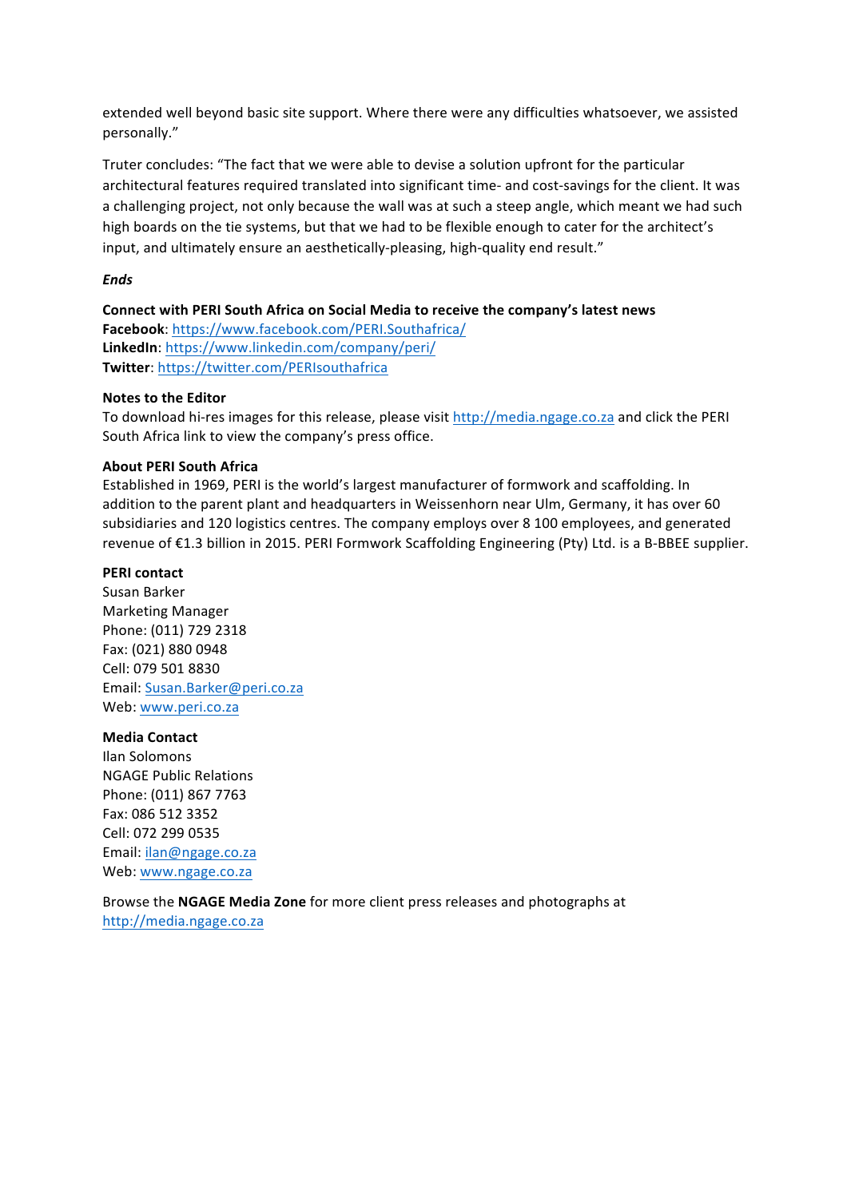extended well beyond basic site support. Where there were any difficulties whatsoever, we assisted personally."

Truter concludes: "The fact that we were able to devise a solution upfront for the particular architectural features required translated into significant time- and cost-savings for the client. It was a challenging project, not only because the wall was at such a steep angle, which meant we had such high boards on the tie systems, but that we had to be flexible enough to cater for the architect's input, and ultimately ensure an aesthetically-pleasing, high-quality end result."

***Ends***

**Connect with PERI South Africa on Social Media to receive the company's latest news**
**Facebook**: https://www.facebook.com/PERI.Southafrica/
**LinkedIn**: https://www.linkedin.com/company/peri/
**Twitter**: https://twitter.com/PERIsouthafrica

**Notes to the Editor**
To download hi-res images for this release, please visit http://media.ngage.co.za and click the PERI South Africa link to view the company's press office.

**About PERI South Africa**
Established in 1969, PERI is the world's largest manufacturer of formwork and scaffolding. In addition to the parent plant and headquarters in Weissenhorn near Ulm, Germany, it has over 60 subsidiaries and 120 logistics centres. The company employs over 8 100 employees, and generated revenue of €1.3 billion in 2015. PERI Formwork Scaffolding Engineering (Pty) Ltd. is a B-BBEE supplier.

**PERI contact**
Susan Barker
Marketing Manager
Phone: (011) 729 2318
Fax: (021) 880 0948
Cell: 079 501 8830
Email: Susan.Barker@peri.co.za
Web: www.peri.co.za

**Media Contact**
Ilan Solomons
NGAGE Public Relations
Phone: (011) 867 7763
Fax: 086 512 3352
Cell: 072 299 0535
Email: ilan@ngage.co.za
Web: www.ngage.co.za

Browse the **NGAGE Media Zone** for more client press releases and photographs at http://media.ngage.co.za